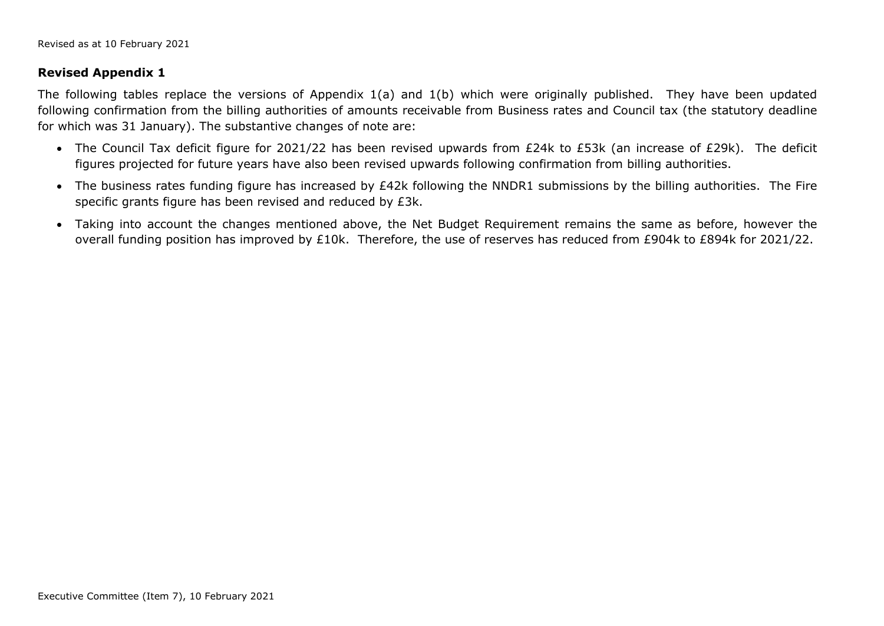Revised as at 10 February 2021

**Revised Appendix 1**

The following tables replace the versions of Appendix 1(a) and 1(b) which were originally published. They have been updated following confirmation from the billing authorities of amounts receivable from Business rates and Council tax (the statutory deadline for which was 31 January). The substantive changes of note are:

- The Council Tax deficit figure for 2021/22 has been revised upwards from £24k to £53k (an increase of £29k). The deficit figures projected for future years have also been revised upwards following confirmation from billing authorities.
- The business rates funding figure has increased by £42k following the NNDR1 submissions by the billing authorities. The Fire specific grants figure has been revised and reduced by £3k.
- Taking into account the changes mentioned above, the Net Budget Requirement remains the same as before, however the overall funding position has improved by £10k. Therefore, the use of reserves has reduced from £904k to £894k for 2021/22.

Executive Committee (Item 7), 10 February 2021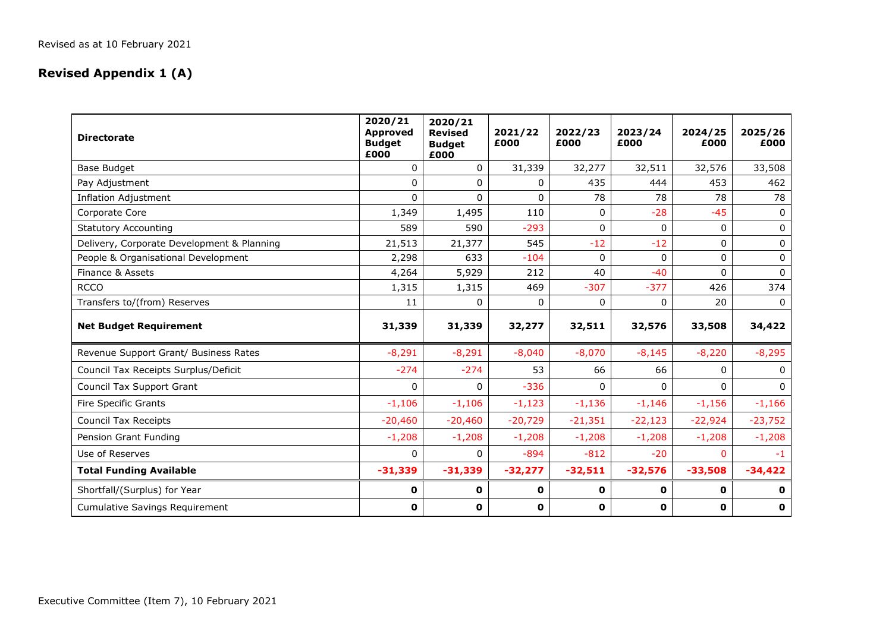Revised as at 10 February 2021

## Revised Appendix 1 (A)

| Directorate | 2020/21 Approved Budget £000 | 2020/21 Revised Budget £000 | 2021/22 £000 | 2022/23 £000 | 2023/24 £000 | 2024/25 £000 | 2025/26 £000 |
|---|---|---|---|---|---|---|---|
| Base Budget | 0 | 0 | 31,339 | 32,277 | 32,511 | 32,576 | 33,508 |
| Pay Adjustment | 0 | 0 | 0 | 435 | 444 | 453 | 462 |
| Inflation Adjustment | 0 | 0 | 0 | 78 | 78 | 78 | 78 |
| Corporate Core | 1,349 | 1,495 | 110 | 0 | -28 | -45 | 0 |
| Statutory Accounting | 589 | 590 | -293 | 0 | 0 | 0 | 0 |
| Delivery, Corporate Development & Planning | 21,513 | 21,377 | 545 | -12 | -12 | 0 | 0 |
| People & Organisational Development | 2,298 | 633 | -104 | 0 | 0 | 0 | 0 |
| Finance & Assets | 4,264 | 5,929 | 212 | 40 | -40 | 0 | 0 |
| RCCO | 1,315 | 1,315 | 469 | -307 | -377 | 426 | 374 |
| Transfers to/(from) Reserves | 11 | 0 | 0 | 0 | 0 | 20 | 0 |
| **Net Budget Requirement** | **31,339** | **31,339** | **32,277** | **32,511** | **32,576** | **33,508** | **34,422** |
| Revenue Support Grant/ Business Rates | -8,291 | -8,291 | -8,040 | -8,070 | -8,145 | -8,220 | -8,295 |
| Council Tax Receipts Surplus/Deficit | -274 | -274 | 53 | 66 | 66 | 0 | 0 |
| Council Tax Support Grant | 0 | 0 | -336 | 0 | 0 | 0 | 0 |
| Fire Specific Grants | -1,106 | -1,106 | -1,123 | -1,136 | -1,146 | -1,156 | -1,166 |
| Council Tax Receipts | -20,460 | -20,460 | -20,729 | -21,351 | -22,123 | -22,924 | -23,752 |
| Pension Grant Funding | -1,208 | -1,208 | -1,208 | -1,208 | -1,208 | -1,208 | -1,208 |
| Use of Reserves | 0 | 0 | -894 | -812 | -20 | 0 | -1 |
| **Total Funding Available** | **-31,339** | **-31,339** | **-32,277** | **-32,511** | **-32,576** | **-33,508** | **-34,422** |
| Shortfall/(Surplus) for Year | **0** | **0** | **0** | **0** | **0** | **0** | **0** |
| Cumulative Savings Requirement | **0** | **0** | **0** | **0** | **0** | **0** | **0** |

Executive Committee (Item 7), 10 February 2021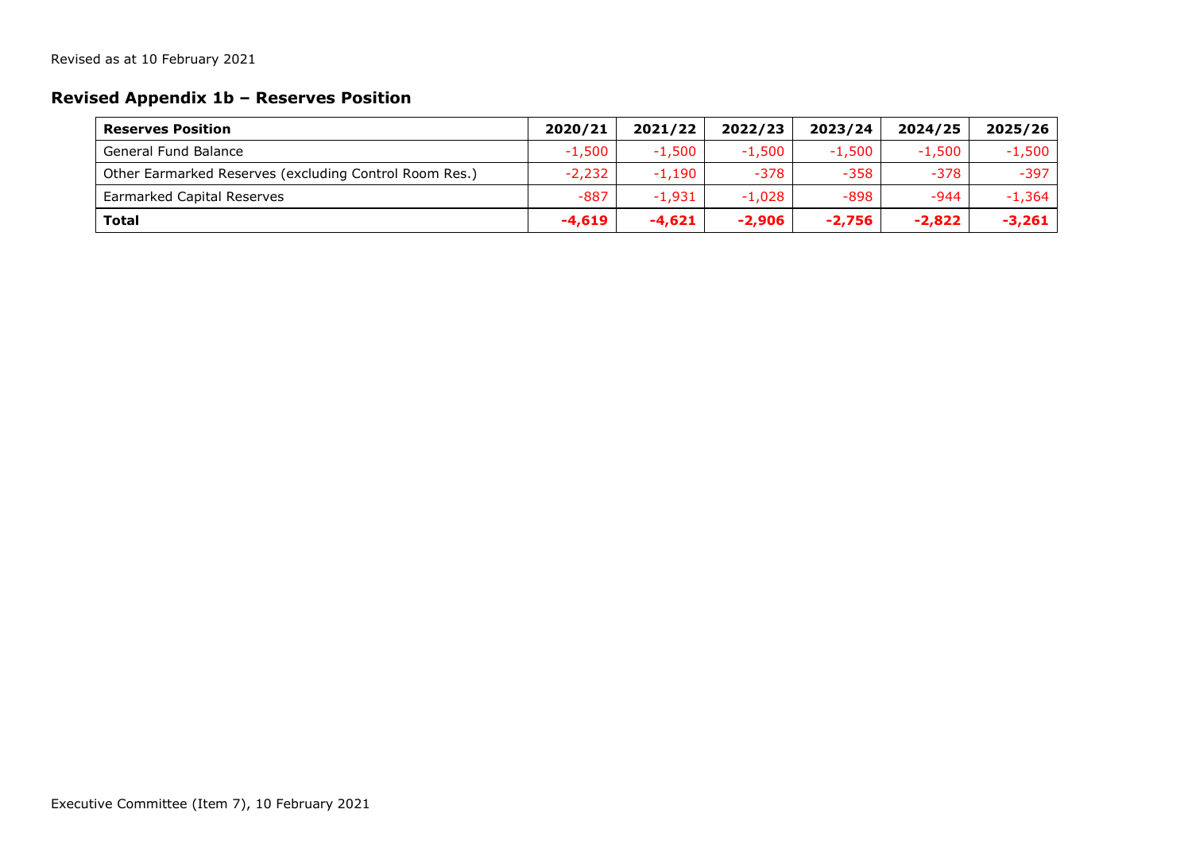Revised as at 10 February 2021

## Revised Appendix 1b – Reserves Position

| **Reserves Position** | **2020/21** | **2021/22** | **2022/23** | **2023/24** | **2024/25** | **2025/26** |
|---|---|---|---|---|---|---|
| General Fund Balance | -1,500 | -1,500 | -1,500 | -1,500 | -1,500 | -1,500 |
| Other Earmarked Reserves (excluding Control Room Res.) | -2,232 | -1,190 | -378 | -358 | -378 | -397 |
| Earmarked Capital Reserves | -887 | -1,931 | -1,028 | -898 | -944 | -1,364 |
| **Total** | **-4,619** | **-4,621** | **-2,906** | **-2,756** | **-2,822** | **-3,261** |

Executive Committee (Item 7), 10 February 2021